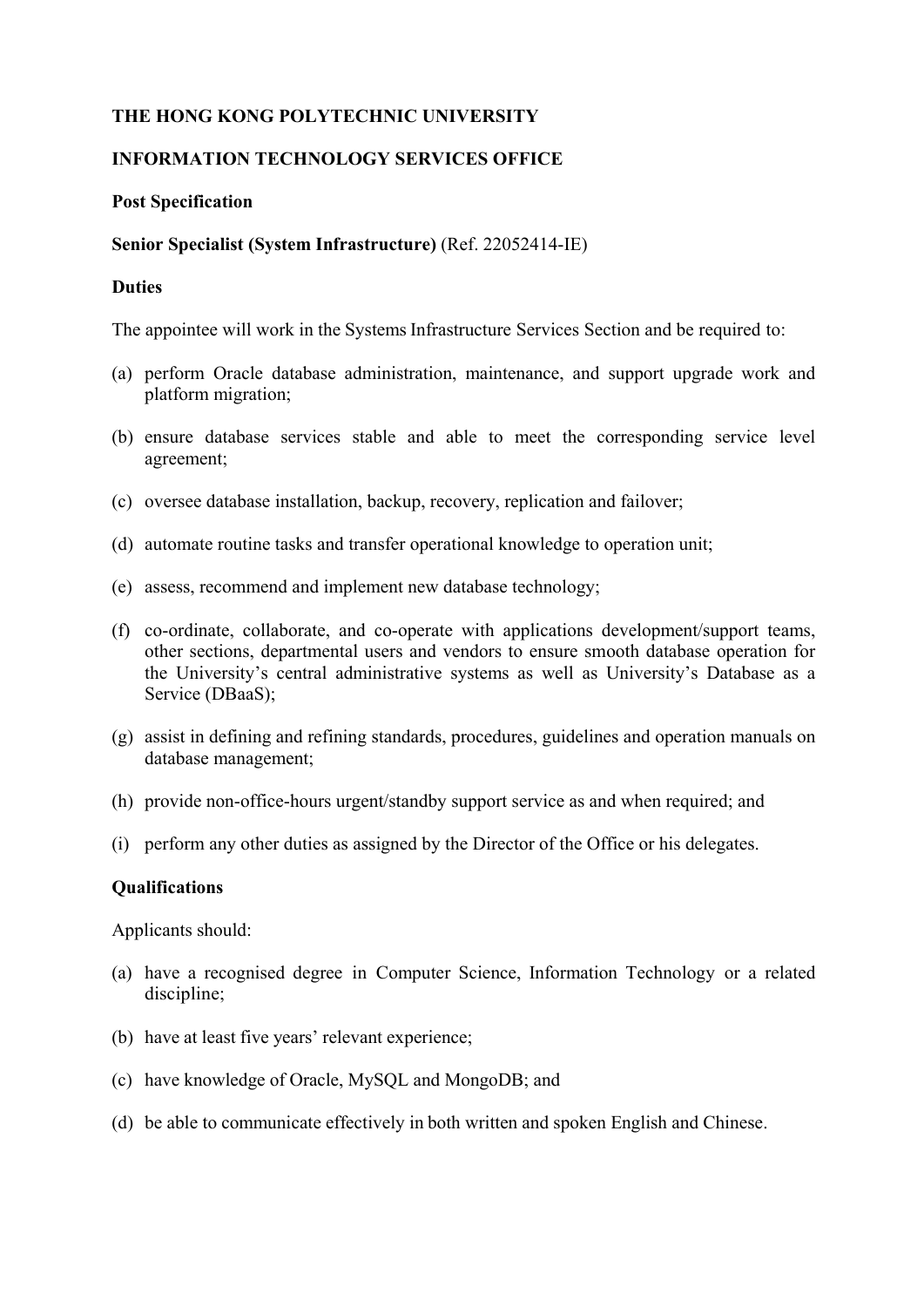**THE HONG KONG POLYTECHNIC UNIVERSITY**

**INFORMATION TECHNOLOGY SERVICES OFFICE**

**Post Specification**

**Senior Specialist (System Infrastructure)** (Ref. 22052414-IE)

**Duties**

The appointee will work in the Systems Infrastructure Services Section and be required to:

(a) perform Oracle database administration, maintenance, and support upgrade work and platform migration;

(b) ensure database services stable and able to meet the corresponding service level agreement;

(c) oversee database installation, backup, recovery, replication and failover;

(d) automate routine tasks and transfer operational knowledge to operation unit;

(e) assess, recommend and implement new database technology;

(f) co-ordinate, collaborate, and co-operate with applications development/support teams, other sections, departmental users and vendors to ensure smooth database operation for the University's central administrative systems as well as University's Database as a Service (DBaaS);

(g) assist in defining and refining standards, procedures, guidelines and operation manuals on database management;

(h) provide non-office-hours urgent/standby support service as and when required; and

(i) perform any other duties as assigned by the Director of the Office or his delegates.

**Qualifications**

Applicants should:

(a) have a recognised degree in Computer Science, Information Technology or a related discipline;

(b) have at least five years' relevant experience;

(c) have knowledge of Oracle, MySQL and MongoDB; and

(d) be able to communicate effectively in both written and spoken English and Chinese.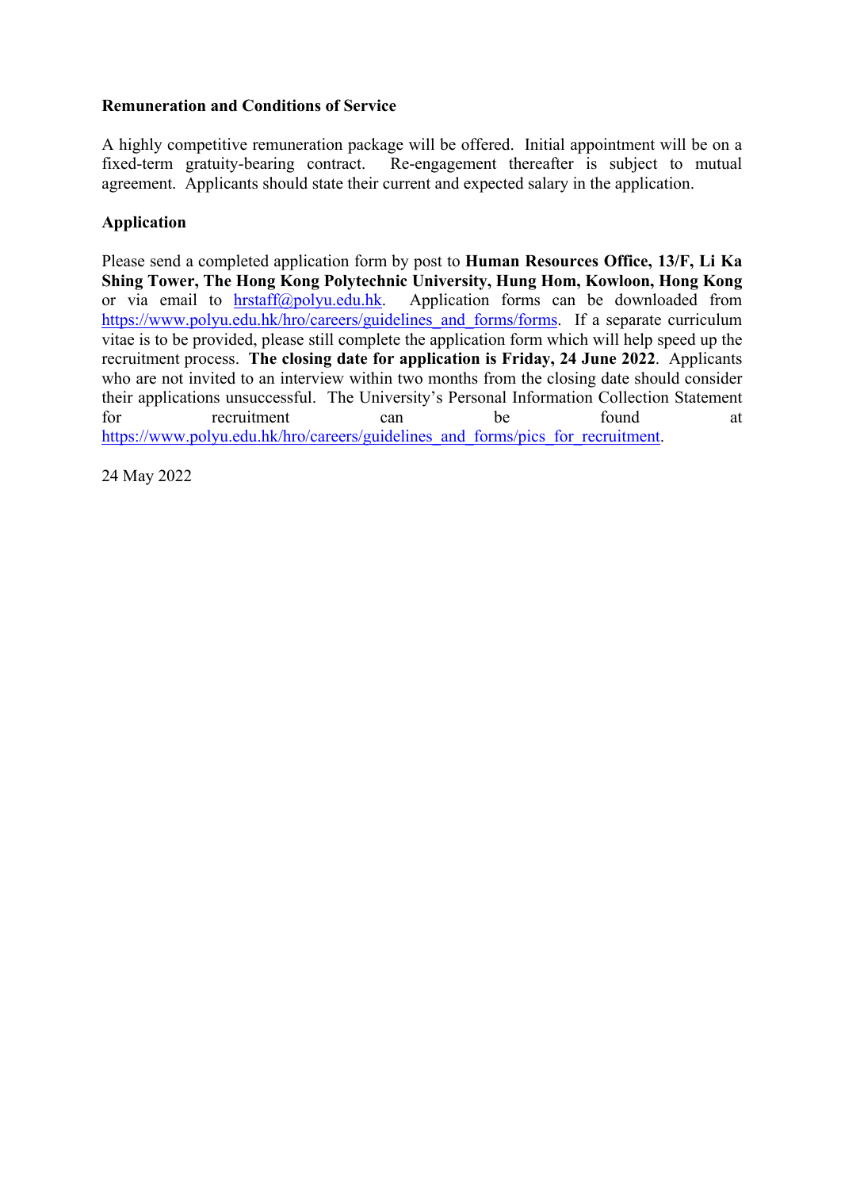**Remuneration and Conditions of Service**

A highly competitive remuneration package will be offered. Initial appointment will be on a fixed-term gratuity-bearing contract. Re-engagement thereafter is subject to mutual agreement. Applicants should state their current and expected salary in the application.

**Application**

Please send a completed application form by post to **Human Resources Office, 13/F, Li Ka Shing Tower, The Hong Kong Polytechnic University, Hung Hom, Kowloon, Hong Kong** or via email to hrstaff@polyu.edu.hk. Application forms can be downloaded from https://www.polyu.edu.hk/hro/careers/guidelines_and_forms/forms. If a separate curriculum vitae is to be provided, please still complete the application form which will help speed up the recruitment process. **The closing date for application is Friday, 24 June 2022**. Applicants who are not invited to an interview within two months from the closing date should consider their applications unsuccessful. The University's Personal Information Collection Statement for recruitment can be found at https://www.polyu.edu.hk/hro/careers/guidelines_and_forms/pics_for_recruitment.

24 May 2022